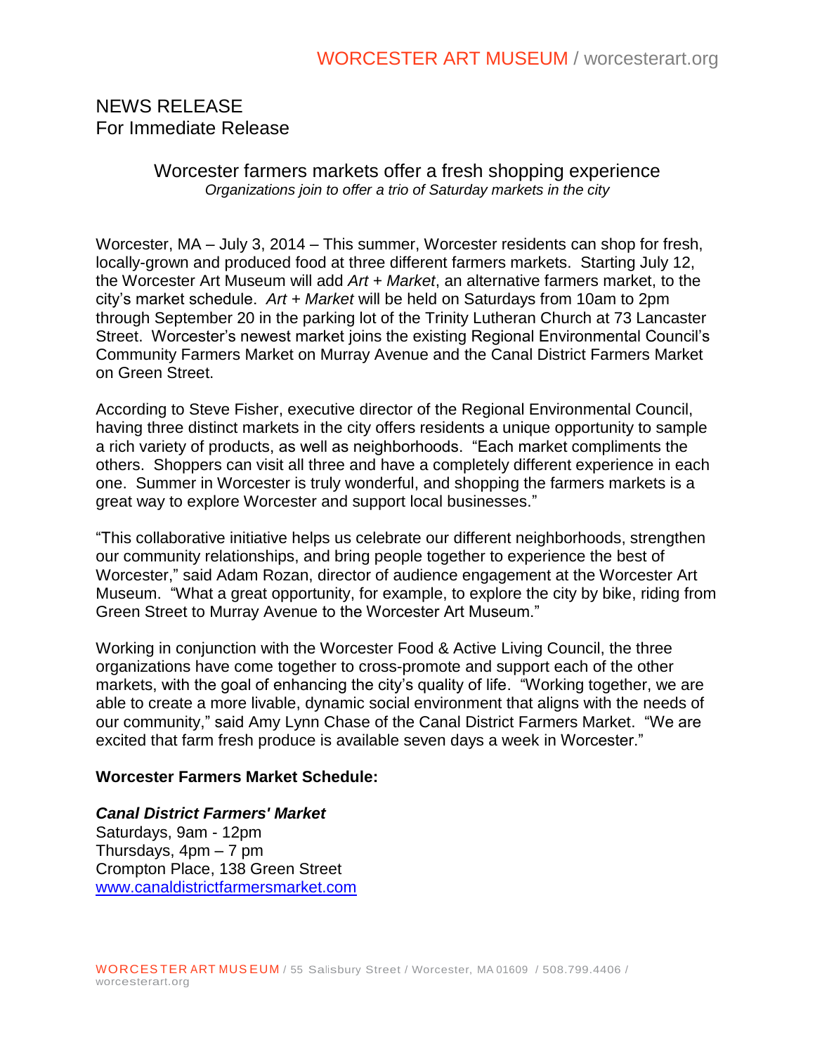NEWS RELEASE
For Immediate Release

## Worcester farmers markets offer a fresh shopping experience

*Organizations join to offer a trio of Saturday markets in the city*

Worcester, MA – July 3, 2014 – This summer, Worcester residents can shop for fresh, locally-grown and produced food at three different farmers markets. Starting July 12, the Worcester Art Museum will add *Art + Market*, an alternative farmers market, to the city's market schedule. *Art + Market* will be held on Saturdays from 10am to 2pm through September 20 in the parking lot of the Trinity Lutheran Church at 73 Lancaster Street. Worcester's newest market joins the existing Regional Environmental Council's Community Farmers Market on Murray Avenue and the Canal District Farmers Market on Green Street.

According to Steve Fisher, executive director of the Regional Environmental Council, having three distinct markets in the city offers residents a unique opportunity to sample a rich variety of products, as well as neighborhoods. "Each market compliments the others. Shoppers can visit all three and have a completely different experience in each one. Summer in Worcester is truly wonderful, and shopping the farmers markets is a great way to explore Worcester and support local businesses."

"This collaborative initiative helps us celebrate our different neighborhoods, strengthen our community relationships, and bring people together to experience the best of Worcester," said Adam Rozan, director of audience engagement at the Worcester Art Museum. "What a great opportunity, for example, to explore the city by bike, riding from Green Street to Murray Avenue to the Worcester Art Museum."

Working in conjunction with the Worcester Food & Active Living Council, the three organizations have come together to cross-promote and support each of the other markets, with the goal of enhancing the city's quality of life. "Working together, we are able to create a more livable, dynamic social environment that aligns with the needs of our community," said Amy Lynn Chase of the Canal District Farmers Market. "We are excited that farm fresh produce is available seven days a week in Worcester."

**Worcester Farmers Market Schedule:**

***Canal District Farmers' Market***
Saturdays, 9am - 12pm
Thursdays, 4pm – 7 pm
Crompton Place, 138 Green Street
www.canaldistrictfarmersmarket.com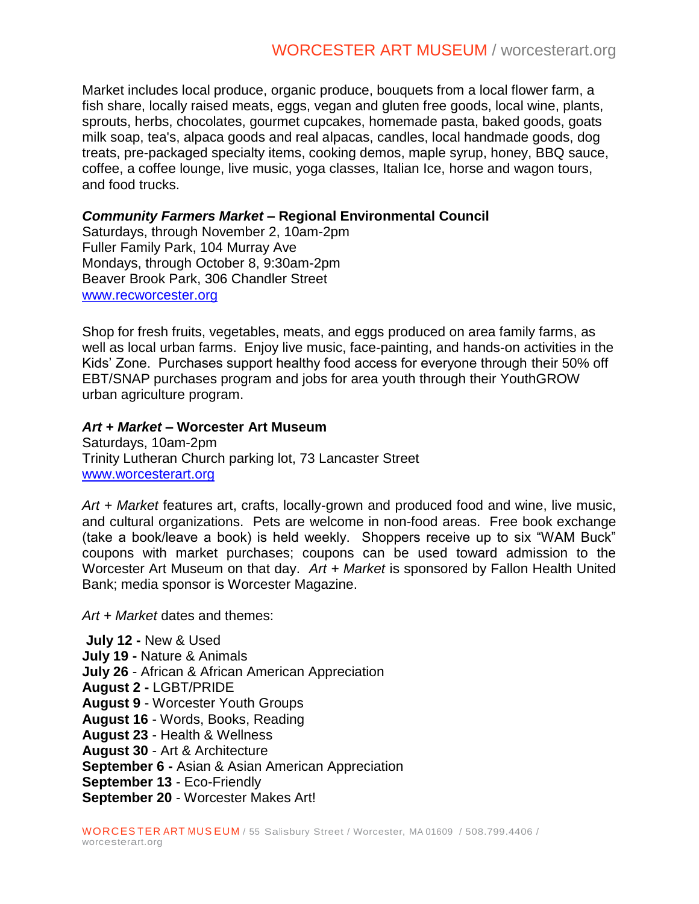Market includes local produce, organic produce, bouquets from a local flower farm, a fish share, locally raised meats, eggs, vegan and gluten free goods, local wine, plants, sprouts, herbs, chocolates, gourmet cupcakes, homemade pasta, baked goods, goats milk soap, tea's, alpaca goods and real alpacas, candles, local handmade goods, dog treats, pre-packaged specialty items, cooking demos, maple syrup, honey, BBQ sauce, coffee, a coffee lounge, live music, yoga classes, Italian Ice, horse and wagon tours, and food trucks.

***Community Farmers Market* – Regional Environmental Council**
Saturdays, through November 2, 10am-2pm
Fuller Family Park, 104 Murray Ave
Mondays, through October 8, 9:30am-2pm
Beaver Brook Park, 306 Chandler Street
[www.recworcester.org](http://www.recworcester.org)

Shop for fresh fruits, vegetables, meats, and eggs produced on area family farms, as well as local urban farms. Enjoy live music, face-painting, and hands-on activities in the Kids' Zone. Purchases support healthy food access for everyone through their 50% off EBT/SNAP purchases program and jobs for area youth through their YouthGROW urban agriculture program.

***Art + Market* – Worcester Art Museum**
Saturdays, 10am-2pm
Trinity Lutheran Church parking lot, 73 Lancaster Street
[www.worcesterart.org](http://www.worcesterart.org)

*Art + Market* features art, crafts, locally-grown and produced food and wine, live music, and cultural organizations. Pets are welcome in non-food areas. Free book exchange (take a book/leave a book) is held weekly. Shoppers receive up to six "WAM Buck" coupons with market purchases; coupons can be used toward admission to the Worcester Art Museum on that day. *Art + Market* is sponsored by Fallon Health United Bank; media sponsor is Worcester Magazine.

*Art + Market* dates and themes:

**July 12 -** New & Used
**July 19 -** Nature & Animals
**July 26** - African & African American Appreciation
**August 2 -** LGBT/PRIDE
**August 9** - Worcester Youth Groups
**August 16** - Words, Books, Reading
**August 23** - Health & Wellness
**August 30** - Art & Architecture
**September 6 -** Asian & Asian American Appreciation
**September 13** - Eco-Friendly
**September 20** - Worcester Makes Art!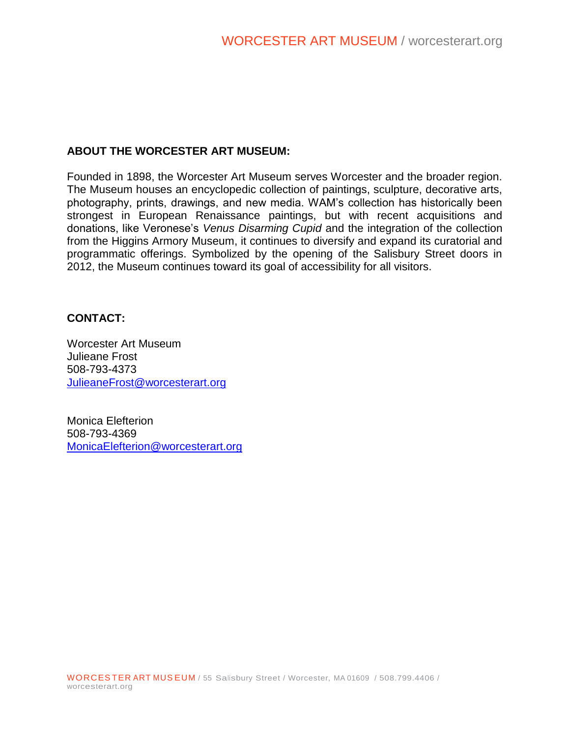**ABOUT THE WORCESTER ART MUSEUM:**

Founded in 1898, the Worcester Art Museum serves Worcester and the broader region. The Museum houses an encyclopedic collection of paintings, sculpture, decorative arts, photography, prints, drawings, and new media. WAM's collection has historically been strongest in European Renaissance paintings, but with recent acquisitions and donations, like Veronese's *Venus Disarming Cupid* and the integration of the collection from the Higgins Armory Museum, it continues to diversify and expand its curatorial and programmatic offerings. Symbolized by the opening of the Salisbury Street doors in 2012, the Museum continues toward its goal of accessibility for all visitors.

**CONTACT:**

Worcester Art Museum
Julieane Frost
508-793-4373
JulieaneFrost@worcesterart.org

Monica Elefterion
508-793-4369
MonicaElefterion@worcesterart.org